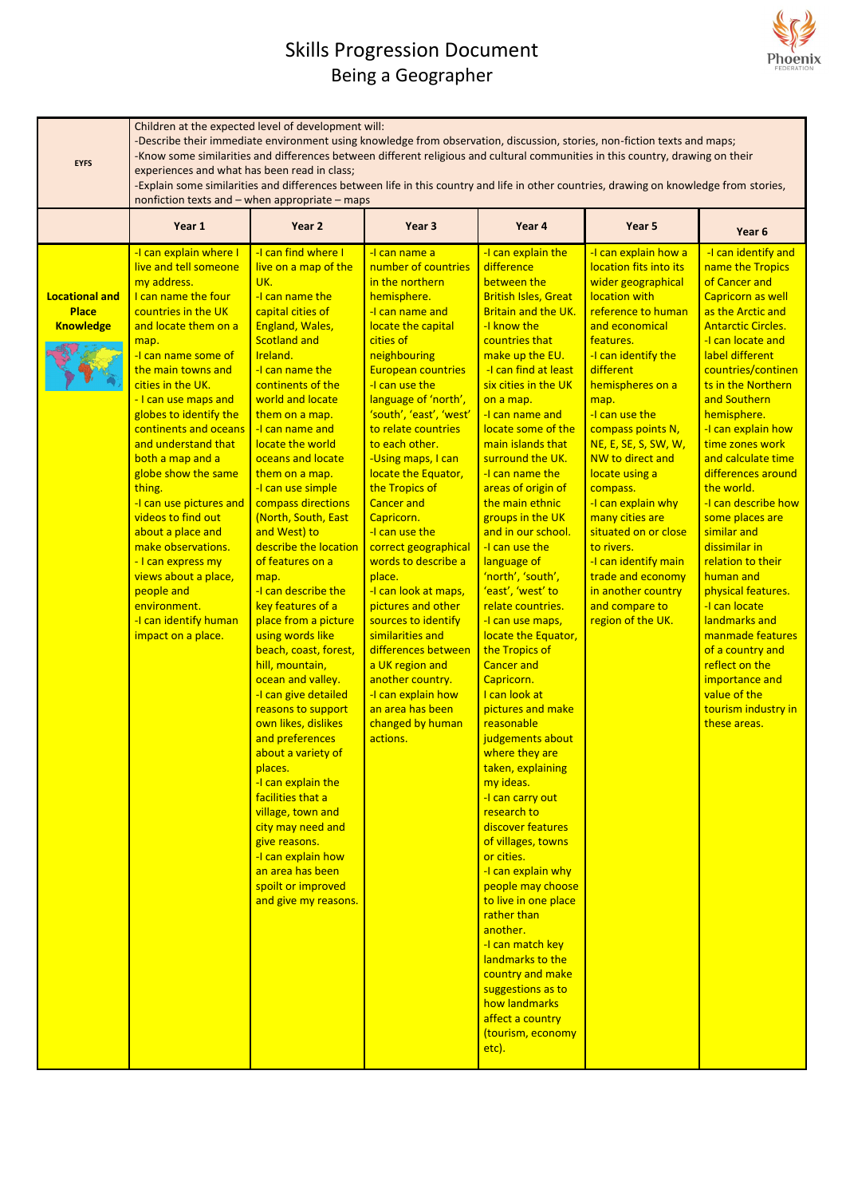# Skills Progression Document
## Being a Geographer

| EYFS | Children at the expected level of development will:<br>-Describe their immediate environment using knowledge from observation, discussion, stories, non-fiction texts and maps;<br>-Know some similarities and differences between different religious and cultural communities in this country, drawing on their experiences and what has been read in class;<br>-Explain some similarities and differences between life in this country and life in other countries, drawing on knowledge from stories, nonfiction texts and – when appropriate – maps | | | | | |
|---|---|---|---|---|---|---|
| | **Year 1** | **Year 2** | **Year 3** | **Year 4** | **Year 5** | **Year 6** |
| **Locational and Place Knowledge** | -I can explain where I live and tell someone my address.<br>I can name the four countries in the UK and locate them on a map.<br>-I can name some of the main towns and cities in the UK.<br>- I can use maps and globes to identify the continents and oceans and understand that both a map and a globe show the same thing.<br>-I can use pictures and videos to find out about a place and make observations.<br>- I can express my views about a place, people and environment.<br>-I can identify human impact on a place. | -I can find where I live on a map of the UK.<br>-I can name the capital cities of England, Wales, Scotland and Ireland.<br>-I can name the continents of the world and locate them on a map.<br>-I can name and locate the world oceans and locate them on a map.<br>-I can use simple compass directions (North, South, East and West) to describe the location of features on a map.<br>-I can describe the key features of a place from a picture using words like beach, coast, forest, hill, mountain, ocean and valley.<br>-I can give detailed reasons to support own likes, dislikes and preferences about a variety of places.<br>-I can explain the facilities that a village, town and city may need and give reasons.<br>-I can explain how an area has been spoilt or improved and give my reasons. | -I can name a number of countries in the northern hemisphere.<br>-I can name and locate the capital cities of neighbouring European countries<br>-I can use the language of 'north', 'south', 'east', 'west' to relate countries to each other.<br>-Using maps, I can locate the Equator, the Tropics of Cancer and Capricorn.<br>-I can use the correct geographical words to describe a place.<br>-I can look at maps, pictures and other sources to identify similarities and differences between a UK region and another country.<br>-I can explain how an area has been changed by human actions. | -I can explain the difference between the British Isles, Great Britain and the UK.<br>-I know the countries that make up the EU.<br>-I can find at least six cities in the UK on a map.<br>-I can name and locate some of the main islands that surround the UK.<br>-I can name the areas of origin of the main ethnic groups in the UK and in our school.<br>-I can use the language of 'north', 'south', 'east', 'west' to relate countries.<br>-I can use maps, locate the Equator, the Tropics of Cancer and Capricorn.<br>I can look at pictures and make reasonable judgements about where they are taken, explaining my ideas.<br>-I can carry out research to discover features of villages, towns or cities.<br>-I can explain why people may choose to live in one place rather than another.<br>-I can match key landmarks to the country and make suggestions as to how landmarks affect a country (tourism, economy etc). | -I can explain how a location fits into its wider geographical location with reference to human and economical features.<br>-I can identify the different hemispheres on a map.<br>-I can use the compass points N, NE, E, SE, S, SW, W, NW to direct and locate using a compass.<br>-I can explain why many cities are situated on or close to rivers.<br>-I can identify main trade and economy in another country and compare to region of the UK. | -I can identify and name the Tropics of Cancer and Capricorn as well as the Arctic and Antarctic Circles.<br>-I can locate and label different countries/continents in the Northern and Southern hemisphere.<br>-I can explain how time zones work and calculate time differences around the world.<br>-I can describe how some places are similar and dissimilar in relation to their human and physical features.<br>-I can locate landmarks and manmade features of a country and reflect on the importance and value of the tourism industry in these areas. |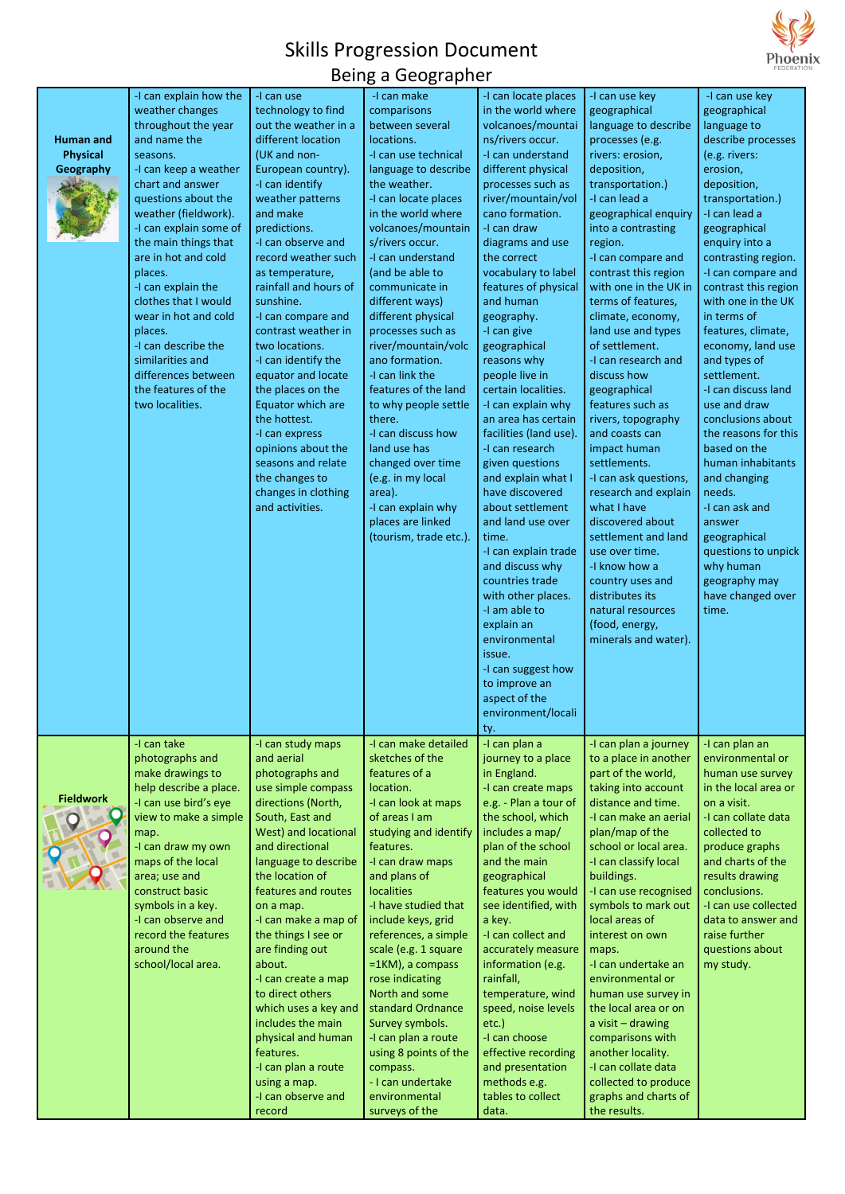# Skills Progression Document

## Being a Geographer

| | | | | | | |
|---|---|---|---|---|---|---|
| **Human and Physical Geography** | -I can explain how the weather changes throughout the year and name the seasons.<br>-I can keep a weather chart and answer questions about the weather (fieldwork).<br>-I can explain some of the main things that are in hot and cold places.<br>-I can explain the clothes that I would wear in hot and cold places.<br>-I can describe the similarities and differences between the features of the two localities. | -I can use technology to find out the weather in a different location (UK and non-European country).<br>-I can identify weather patterns and make predictions.<br>-I can observe and record weather such as temperature, rainfall and hours of sunshine.<br>-I can compare and contrast weather in two locations.<br>-I can identify the equator and locate the places on the Equator which are the hottest.<br>-I can express opinions about the seasons and relate the changes to changes in clothing and activities. | -I can make comparisons between several locations.<br>-I can use technical language to describe the weather.<br>-I can locate places in the world where volcanoes/mountains/rivers occur.<br>-I can understand (and be able to communicate in different ways) different physical processes such as river/mountain/volcano formation.<br>-I can link the features of the land to why people settle there.<br>-I can discuss how land use has changed over time (e.g. in my local area).<br>-I can explain why places are linked (tourism, trade etc.). | -I can locate places in the world where volcanoes/mountains/rivers occur.<br>-I can understand different physical processes such as river/mountain/volcano formation.<br>-I can draw diagrams and use the correct vocabulary to label features of physical and human geography.<br>-I can give geographical reasons why people live in certain localities.<br>-I can explain why an area has certain facilities (land use).<br>-I can research given questions and explain what I have discovered about settlement and land use over time.<br>-I can explain trade and discuss why countries trade with other places.<br>-I am able to explain an environmental issue.<br>-I can suggest how to improve an aspect of the environment/locality. | -I can use key geographical language to describe processes (e.g. rivers: erosion, deposition, transportation.)<br>-I can lead a geographical enquiry into a contrasting region.<br>-I can compare and contrast this region with one in the UK in terms of features, climate, economy, land use and types of settlement.<br>-I can research and discuss how geographical features such as rivers, topography and coasts can impact human settlements.<br>-I can ask questions, research and explain what I have discovered about settlement and land use over time.<br>-I know how a country uses and distributes its natural resources (food, energy, minerals and water). | -I can use key geographical language to describe processes (e.g. rivers: erosion, deposition, transportation.)<br>-I can lead a geographical enquiry into a contrasting region.<br>-I can compare and contrast this region with one in the UK in terms of features, climate, economy, land use and types of settlement.<br>-I can discuss land use and draw conclusions about the reasons for this based on the human inhabitants and changing needs.<br>-I can ask and answer geographical questions to unpick why human geography may have changed over time. |
| **Fieldwork** | -I can take photographs and make drawings to help describe a place.<br>-I can use bird's eye view to make a simple map.<br>-I can draw my own maps of the local area; use and construct basic symbols in a key.<br>-I can observe and record the features around the school/local area. | -I can study maps and aerial photographs and use simple compass directions (North, South, East and West) and locational and directional language to describe the location of features and routes on a map.<br>-I can make a map of the things I see or are finding out about.<br>-I can create a map to direct others which uses a key and includes the main physical and human features.<br>-I can plan a route using a map.<br>-I can observe and record | -I can make detailed sketches of the features of a location.<br>-I can look at maps of areas I am studying and identify features.<br>-I can draw maps and plans of localities<br>-I have studied that include keys, grid references, a simple scale (e.g. 1 square =1KM), a compass rose indicating North and some standard Ordnance Survey symbols.<br>-I can plan a route using 8 points of the compass.<br>- I can undertake environmental surveys of the | -I can plan a journey to a place in England.<br>-I can create maps e.g. - Plan a tour of the school, which includes a map/ plan of the school and the main geographical features you would see identified, with a key.<br>-I can collect and accurately measure information (e.g. rainfall, temperature, wind speed, noise levels etc.)<br>-I can choose effective recording and presentation methods e.g. tables to collect data. | -I can plan a journey to a place in another part of the world, taking into account distance and time.<br>-I can make an aerial plan/map of the school or local area.<br>-I can classify local buildings.<br>-I can use recognised symbols to mark out local areas of interest on own maps.<br>-I can undertake an environmental or human use survey in the local area or on a visit – drawing comparisons with another locality.<br>-I can collate data collected to produce graphs and charts of the results. | -I can plan an environmental or human use survey in the local area or on a visit.<br>-I can collate data collected to produce graphs and charts of the results drawing conclusions.<br>-I can use collected data to answer and raise further questions about my study. |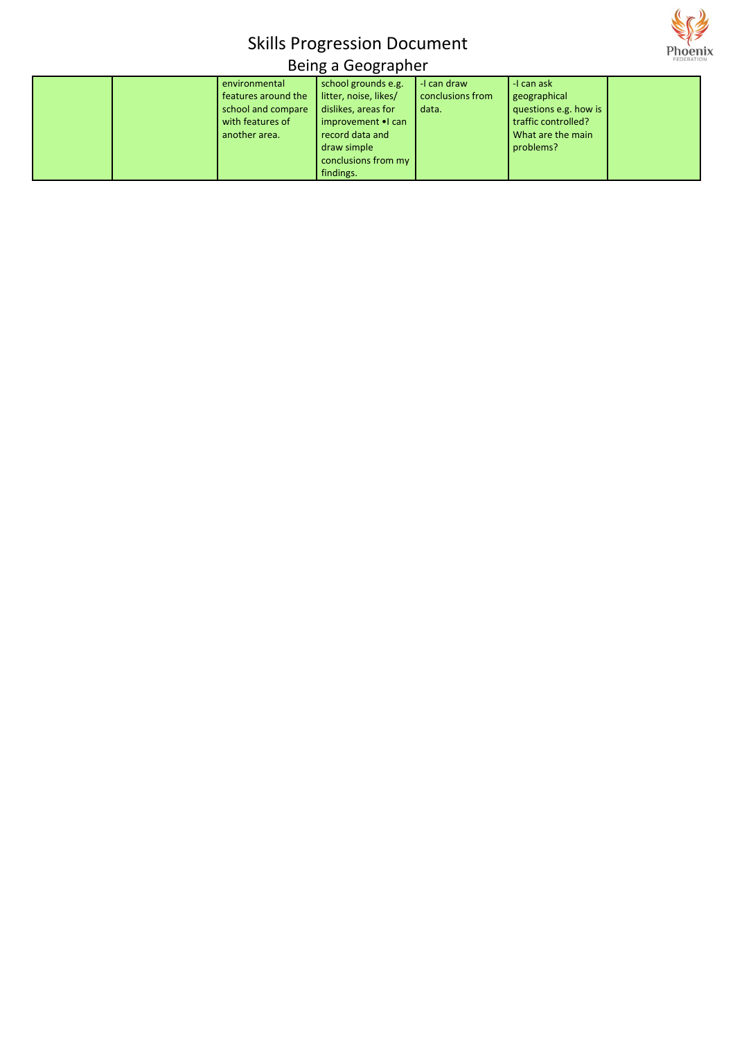# Skills Progression Document

## Being a Geographer

| | | | | | | |
|---|---|---|---|---|---|---|
| | | environmental features around the school and compare with features of another area. | school grounds e.g. litter, noise, likes/ dislikes, areas for improvement •I can record data and draw simple conclusions from my findings. | -I can draw conclusions from data. | -I can ask geographical questions e.g. how is traffic controlled? What are the main problems? | |